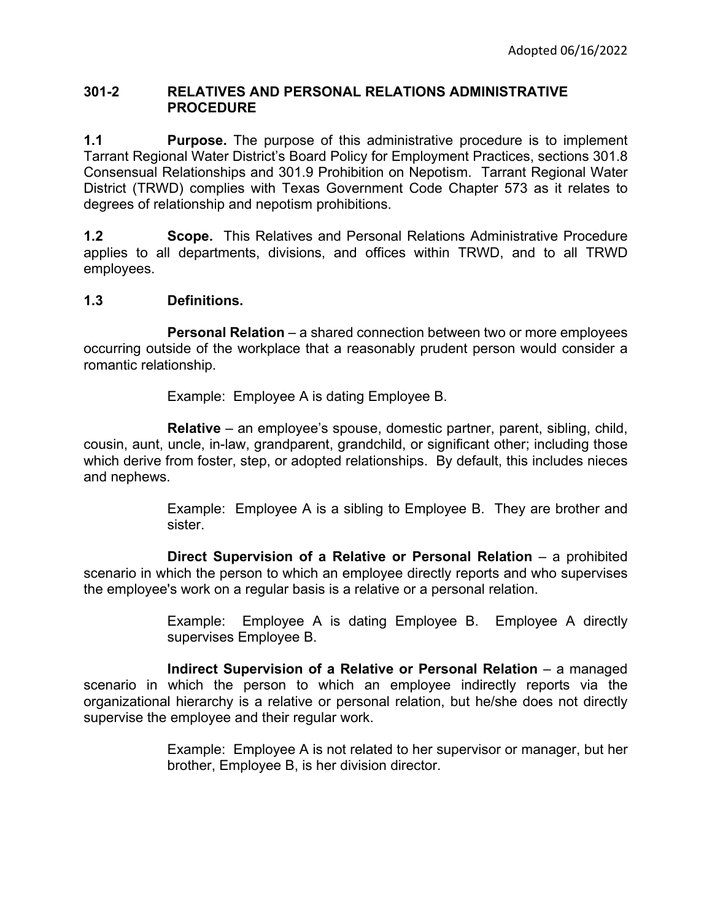Adopted 06/16/2022

## 301-2 RELATIVES AND PERSONAL RELATIONS ADMINISTRATIVE PROCEDURE

**1.1 Purpose.** The purpose of this administrative procedure is to implement Tarrant Regional Water District's Board Policy for Employment Practices, sections 301.8 Consensual Relationships and 301.9 Prohibition on Nepotism. Tarrant Regional Water District (TRWD) complies with Texas Government Code Chapter 573 as it relates to degrees of relationship and nepotism prohibitions.

**1.2 Scope.** This Relatives and Personal Relations Administrative Procedure applies to all departments, divisions, and offices within TRWD, and to all TRWD employees.

**1.3 Definitions.**

**Personal Relation** – a shared connection between two or more employees occurring outside of the workplace that a reasonably prudent person would consider a romantic relationship.

> Example: Employee A is dating Employee B.

**Relative** – an employee's spouse, domestic partner, parent, sibling, child, cousin, aunt, uncle, in-law, grandparent, grandchild, or significant other; including those which derive from foster, step, or adopted relationships. By default, this includes nieces and nephews.

> Example: Employee A is a sibling to Employee B. They are brother and sister.

**Direct Supervision of a Relative or Personal Relation** – a prohibited scenario in which the person to which an employee directly reports and who supervises the employee's work on a regular basis is a relative or a personal relation.

> Example: Employee A is dating Employee B. Employee A directly supervises Employee B.

**Indirect Supervision of a Relative or Personal Relation** – a managed scenario in which the person to which an employee indirectly reports via the organizational hierarchy is a relative or personal relation, but he/she does not directly supervise the employee and their regular work.

> Example: Employee A is not related to her supervisor or manager, but her brother, Employee B, is her division director.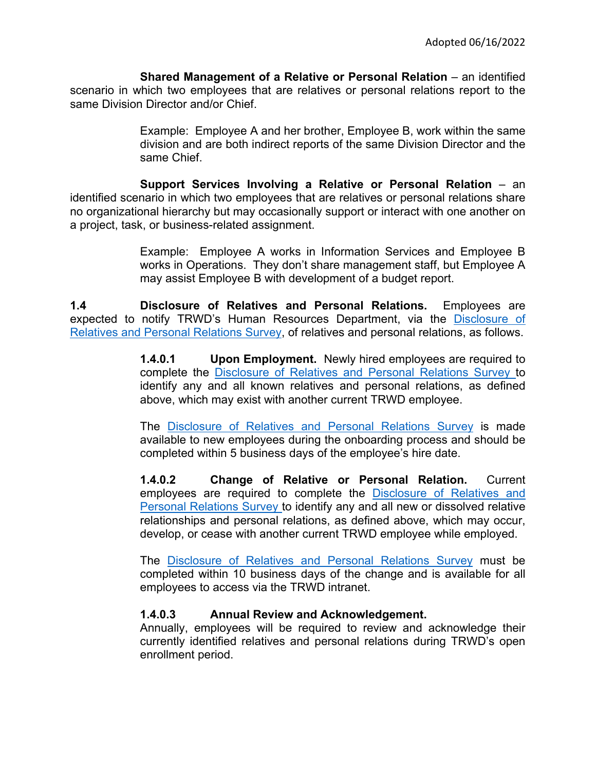**Shared Management of a Relative or Personal Relation** – an identified scenario in which two employees that are relatives or personal relations report to the same Division Director and/or Chief.

> Example: Employee A and her brother, Employee B, work within the same division and are both indirect reports of the same Division Director and the same Chief.

**Support Services Involving a Relative or Personal Relation** – an identified scenario in which two employees that are relatives or personal relations share no organizational hierarchy but may occasionally support or interact with one another on a project, task, or business-related assignment.

> Example: Employee A works in Information Services and Employee B works in Operations. They don't share management staff, but Employee A may assist Employee B with development of a budget report.

**1.4 Disclosure of Relatives and Personal Relations.** Employees are expected to notify TRWD's Human Resources Department, via the Disclosure of Relatives and Personal Relations Survey, of relatives and personal relations, as follows.

**1.4.0.1 Upon Employment.** Newly hired employees are required to complete the Disclosure of Relatives and Personal Relations Survey to identify any and all known relatives and personal relations, as defined above, which may exist with another current TRWD employee.

The Disclosure of Relatives and Personal Relations Survey is made available to new employees during the onboarding process and should be completed within 5 business days of the employee's hire date.

**1.4.0.2 Change of Relative or Personal Relation.** Current employees are required to complete the Disclosure of Relatives and Personal Relations Survey to identify any and all new or dissolved relative relationships and personal relations, as defined above, which may occur, develop, or cease with another current TRWD employee while employed.

The Disclosure of Relatives and Personal Relations Survey must be completed within 10 business days of the change and is available for all employees to access via the TRWD intranet.

**1.4.0.3 Annual Review and Acknowledgement.**
Annually, employees will be required to review and acknowledge their currently identified relatives and personal relations during TRWD's open enrollment period.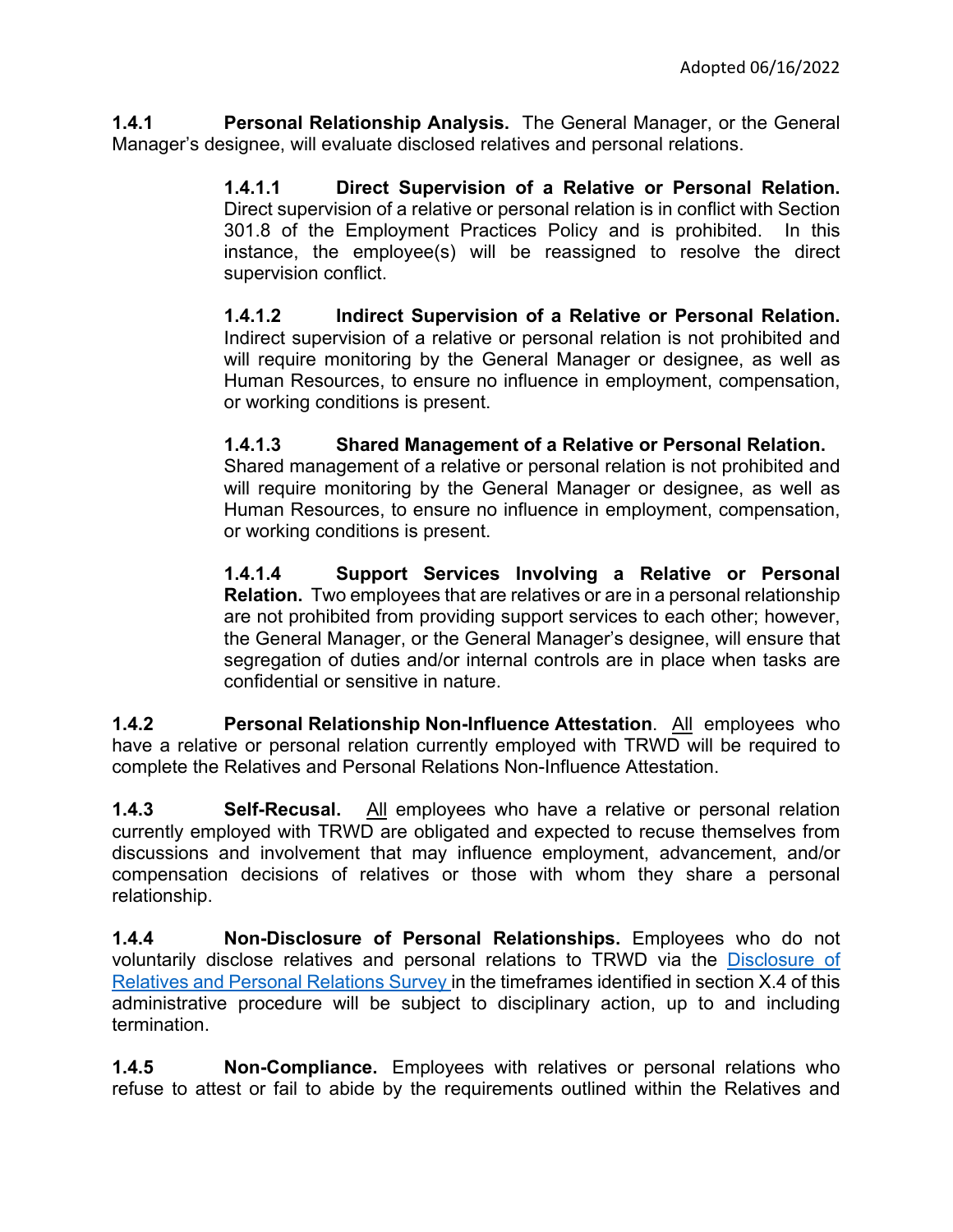**1.4.1 Personal Relationship Analysis.** The General Manager, or the General Manager's designee, will evaluate disclosed relatives and personal relations.

> **1.4.1.1 Direct Supervision of a Relative or Personal Relation.** Direct supervision of a relative or personal relation is in conflict with Section 301.8 of the Employment Practices Policy and is prohibited. In this instance, the employee(s) will be reassigned to resolve the direct supervision conflict.
>
> **1.4.1.2 Indirect Supervision of a Relative or Personal Relation.** Indirect supervision of a relative or personal relation is not prohibited and will require monitoring by the General Manager or designee, as well as Human Resources, to ensure no influence in employment, compensation, or working conditions is present.
>
> **1.4.1.3 Shared Management of a Relative or Personal Relation.** Shared management of a relative or personal relation is not prohibited and will require monitoring by the General Manager or designee, as well as Human Resources, to ensure no influence in employment, compensation, or working conditions is present.
>
> **1.4.1.4 Support Services Involving a Relative or Personal Relation.** Two employees that are relatives or are in a personal relationship are not prohibited from providing support services to each other; however, the General Manager, or the General Manager's designee, will ensure that segregation of duties and/or internal controls are in place when tasks are confidential or sensitive in nature.

**1.4.2 Personal Relationship Non-Influence Attestation**. All employees who have a relative or personal relation currently employed with TRWD will be required to complete the Relatives and Personal Relations Non-Influence Attestation.

**1.4.3 Self-Recusal.** All employees who have a relative or personal relation currently employed with TRWD are obligated and expected to recuse themselves from discussions and involvement that may influence employment, advancement, and/or compensation decisions of relatives or those with whom they share a personal relationship.

**1.4.4 Non-Disclosure of Personal Relationships.** Employees who do not voluntarily disclose relatives and personal relations to TRWD via the Disclosure of Relatives and Personal Relations Survey in the timeframes identified in section X.4 of this administrative procedure will be subject to disciplinary action, up to and including termination.

**1.4.5 Non-Compliance.** Employees with relatives or personal relations who refuse to attest or fail to abide by the requirements outlined within the Relatives and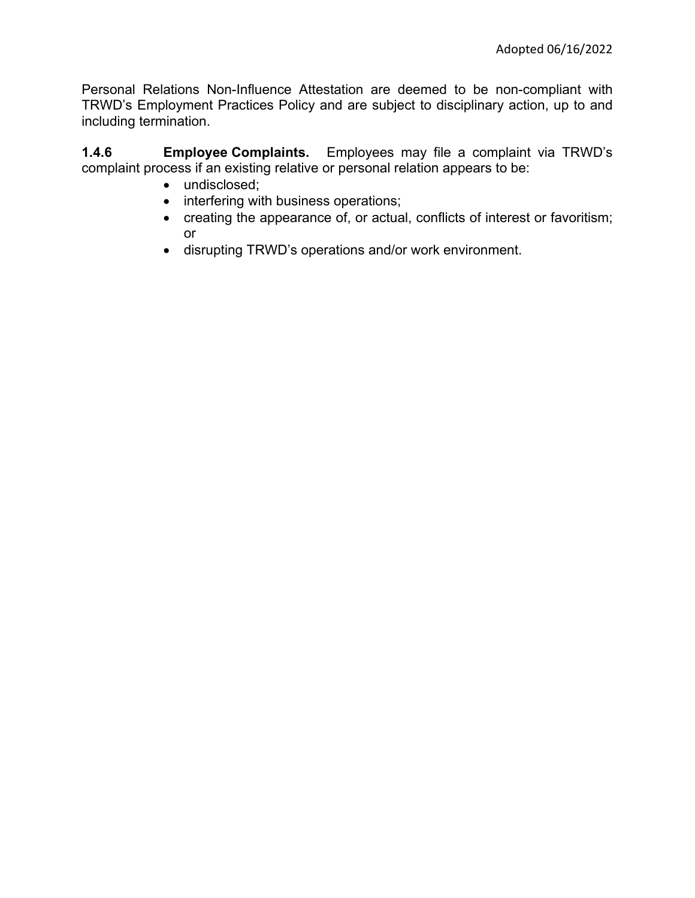Personal Relations Non-Influence Attestation are deemed to be non-compliant with TRWD's Employment Practices Policy and are subject to disciplinary action, up to and including termination.

**1.4.6 Employee Complaints.** Employees may file a complaint via TRWD's complaint process if an existing relative or personal relation appears to be:

- undisclosed;
- interfering with business operations;
- creating the appearance of, or actual, conflicts of interest or favoritism; or
- disrupting TRWD's operations and/or work environment.